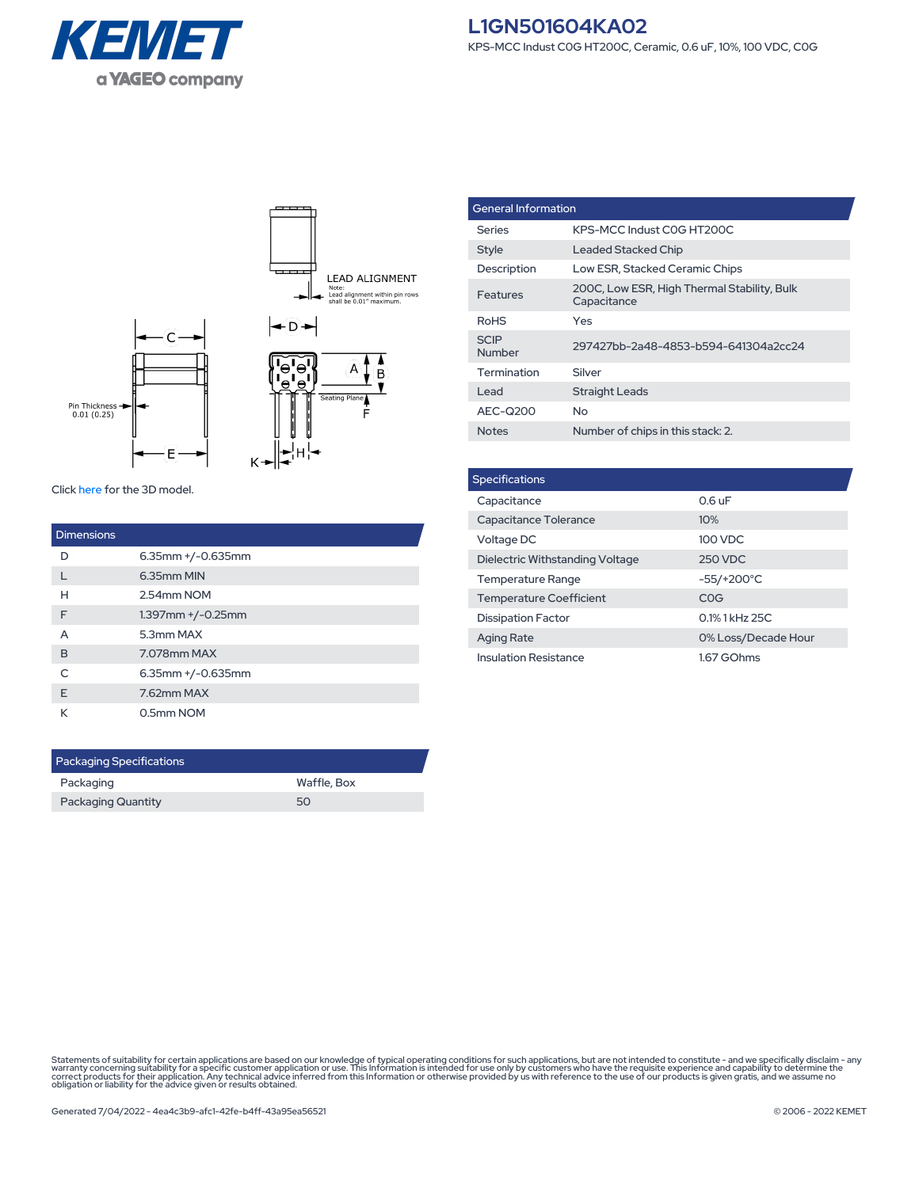# L1GN501604KA02

KPS-MCC Indust C0G HT200C, Ceramic, 0.6 uF, 10%, 100 VDC, C0G

LEAD ALIGNMENT

Note: Lead alignment within pin rows shall be 0.01" maximum.

Pin Thickness 0.01 (0.25)

Seating Plane

Click here for the 3D model.

| General Information | |
|---|---|
| Series | KPS-MCC Indust C0G HT200C |
| Style | Leaded Stacked Chip |
| Description | Low ESR, Stacked Ceramic Chips |
| Features | 200C, Low ESR, High Thermal Stability, Bulk Capacitance |
| RoHS | Yes |
| SCIP Number | 297427bb-2a48-4853-b594-641304a2cc24 |
| Termination | Silver |
| Lead | Straight Leads |
| AEC-Q200 | No |
| Notes | Number of chips in this stack: 2. |

| Dimensions | |
|---|---|
| D | 6.35mm +/-0.635mm |
| L | 6.35mm MIN |
| H | 2.54mm NOM |
| F | 1.397mm +/-0.25mm |
| A | 5.3mm MAX |
| B | 7.078mm MAX |
| C | 6.35mm +/-0.635mm |
| E | 7.62mm MAX |
| K | 0.5mm NOM |

| Specifications | |
|---|---|
| Capacitance | 0.6 uF |
| Capacitance Tolerance | 10% |
| Voltage DC | 100 VDC |
| Dielectric Withstanding Voltage | 250 VDC |
| Temperature Range | -55/+200°C |
| Temperature Coefficient | C0G |
| Dissipation Factor | 0.1% 1 kHz 25C |
| Aging Rate | 0% Loss/Decade Hour |
| Insulation Resistance | 1.67 GOhms |

| Packaging Specifications | |
|---|---|
| Packaging | Waffle, Box |
| Packaging Quantity | 50 |

Statements of suitability for certain applications are based on our knowledge of typical operating conditions for such applications, but are not intended to constitute - and we specifically disclaim - any warranty concerning suitability for a specific customer application or use. This Information is intended for use only by customers who have the requisite experience and capability to determine the correct products for their application. Any technical advice inferred from this Information or otherwise provided by us with reference to the use of our products is given gratis, and we assume no obligation or liability for the advice given or results obtained.

Generated 7/04/2022 - 4ea4c3b9-afc1-42fe-b4ff-43a95ea56521

© 2006 - 2022 KEMET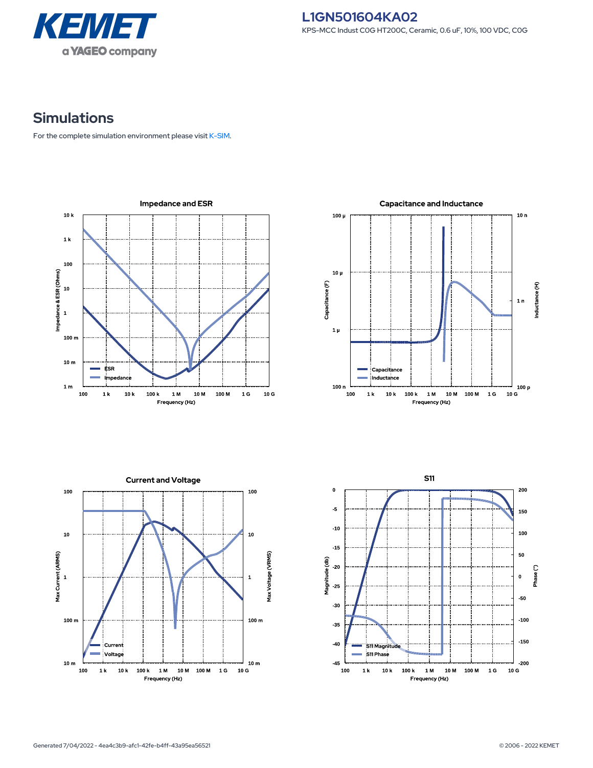# L1GN501604KA02

KPS-MCC Indust C0G HT200C, Ceramic, 0.6 uF, 10%, 100 VDC, C0G

## Simulations

For the complete simulation environment please visit K-SIM.

### Impedance and ESR

### Capacitance and Inductance

### Current and Voltage

### S11

Generated 7/04/2022 - 4ea4c3b9-afc1-42fe-b4ff-43a95ea56521

© 2006 - 2022 KEMET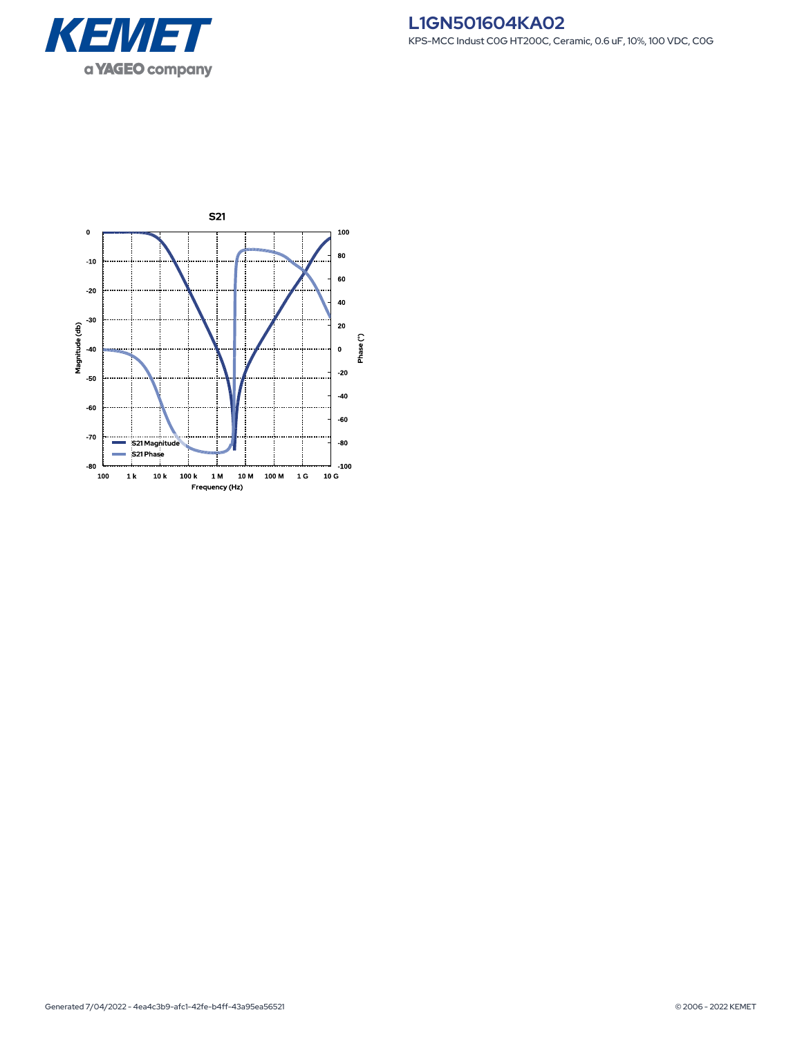# L1GN501604KA02

KPS-MCC Indust C0G HT200C, Ceramic, 0.6 uF, 10%, 100 VDC, C0G

**S21**

Magnitude (db): 0, -10, -20, -30, -40, -50, -60, -70, -80

Phase (°): 100, 80, 60, 40, 20, 0, -20, -40, -60, -80, -100

Frequency (Hz): 100, 1 k, 10 k, 100 k, 1 M, 10 M, 100 M, 1 G, 10 G

S21 Magnitude

S21 Phase

Generated 7/04/2022 - 4ea4c3b9-afc1-42fe-b4ff-43a95ea56521

© 2006 - 2022 KEMET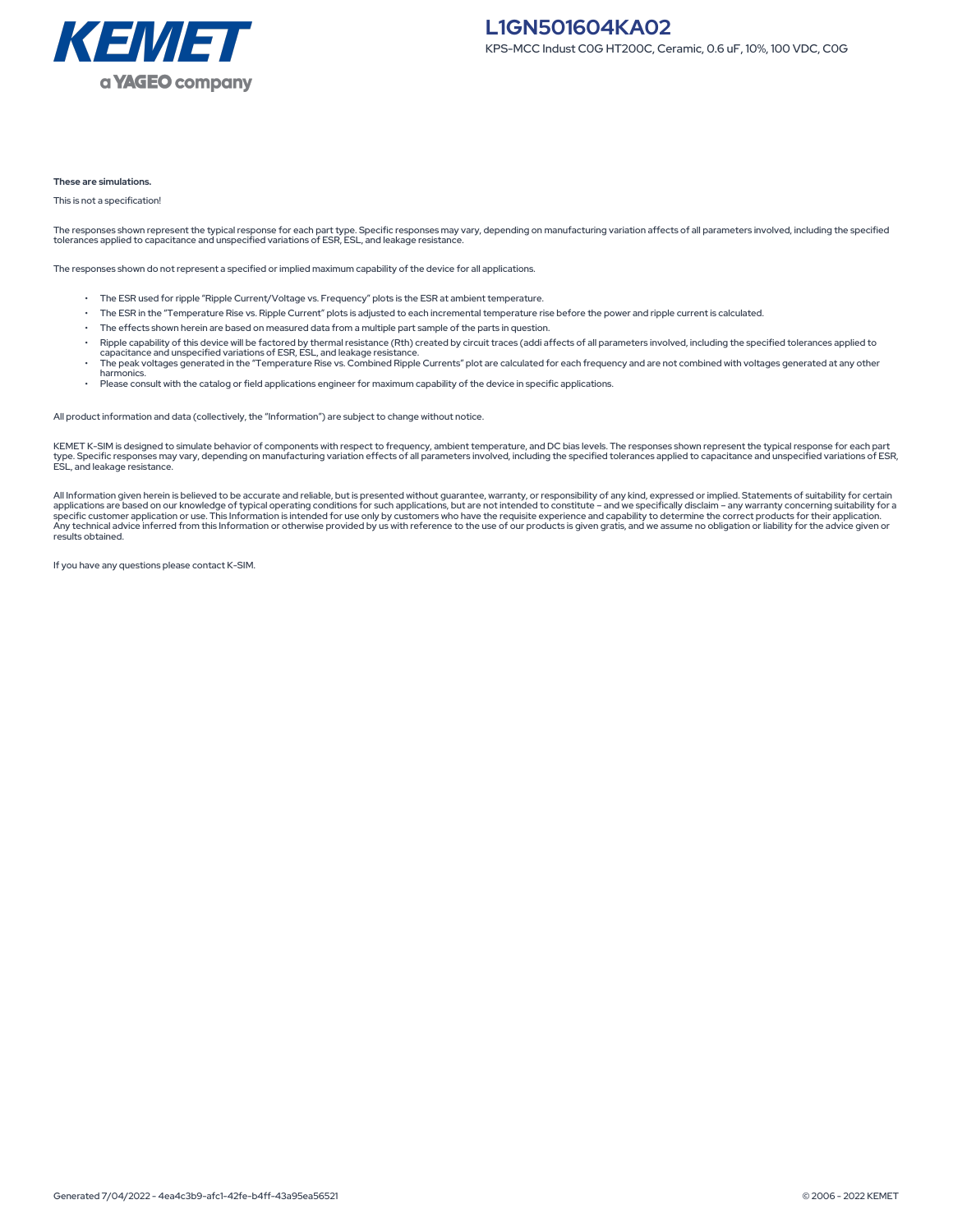# L1GN501604KA02

KPS-MCC Indust C0G HT200C, Ceramic, 0.6 uF, 10%, 100 VDC, C0G

**These are simulations.**

This is not a specification!

The responses shown represent the typical response for each part type. Specific responses may vary, depending on manufacturing variation affects of all parameters involved, including the specified tolerances applied to capacitance and unspecified variations of ESR, ESL, and leakage resistance.

The responses shown do not represent a specified or implied maximum capability of the device for all applications.

- The ESR used for ripple "Ripple Current/Voltage vs. Frequency" plots is the ESR at ambient temperature.
- The ESR in the "Temperature Rise vs. Ripple Current" plots is adjusted to each incremental temperature rise before the power and ripple current is calculated.
- The effects shown herein are based on measured data from a multiple part sample of the parts in question.
- Ripple capability of this device will be factored by thermal resistance (Rth) created by circuit traces (addi affects of all parameters involved, including the specified tolerances applied to capacitance and unspecified variations of ESR, ESL, and leakage resistance.
- The peak voltages generated in the "Temperature Rise vs. Combined Ripple Currents" plot are calculated for each frequency and are not combined with voltages generated at any other harmonics.
- Please consult with the catalog or field applications engineer for maximum capability of the device in specific applications.

All product information and data (collectively, the "Information") are subject to change without notice.

KEMET K-SIM is designed to simulate behavior of components with respect to frequency, ambient temperature, and DC bias levels. The responses shown represent the typical response for each part type. Specific responses may vary, depending on manufacturing variation effects of all parameters involved, including the specified tolerances applied to capacitance and unspecified variations of ESR, ESL, and leakage resistance.

All Information given herein is believed to be accurate and reliable, but is presented without guarantee, warranty, or responsibility of any kind, expressed or implied. Statements of suitability for certain applications are based on our knowledge of typical operating conditions for such applications, but are not intended to constitute – and we specifically disclaim – any warranty concerning suitability for a specific customer application or use. This Information is intended for use only by customers who have the requisite experience and capability to determine the correct products for their application. Any technical advice inferred from this Information or otherwise provided by us with reference to the use of our products is given gratis, and we assume no obligation or liability for the advice given or results obtained.

If you have any questions please contact K-SIM.

Generated 7/04/2022 - 4ea4c3b9-afc1-42fe-b4ff-43a95ea56521

© 2006 - 2022 KEMET